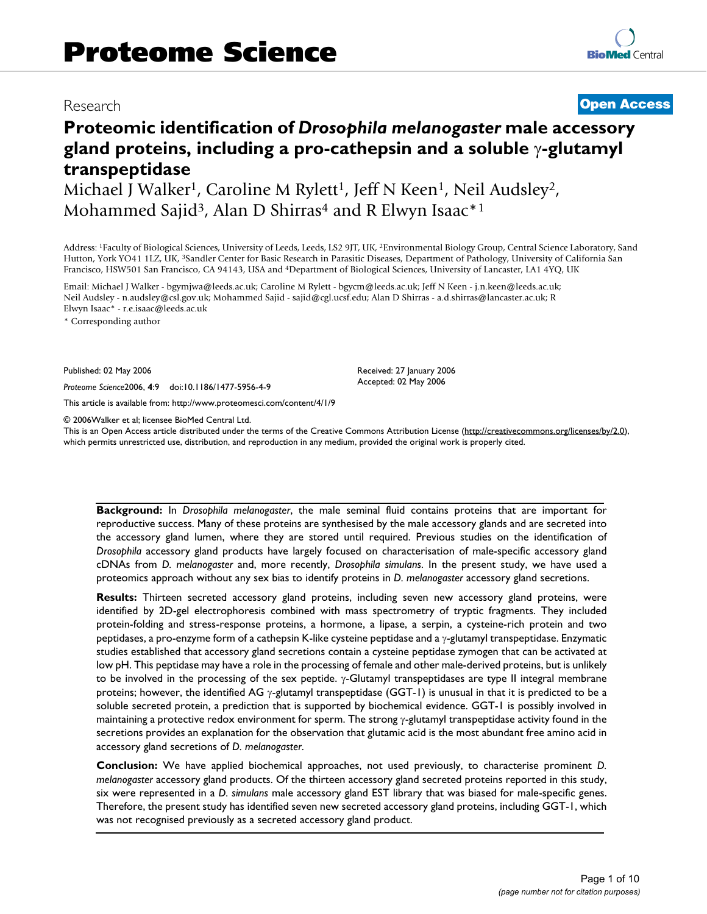Research

**Open Access**

# Proteomic identification of *Drosophila melanogaster* male accessory gland proteins, including a pro-cathepsin and a soluble γ-glutamyl transpeptidase

Michael J Walker[1], Caroline M Rylett[1], Jeff N Keen[1], Neil Audsley[2], Mohammed Sajid[3], Alan D Shirras[4] and R Elwyn Isaac*[1]

Address: [1]Faculty of Biological Sciences, University of Leeds, Leeds, LS2 9JT, UK, [2]Environmental Biology Group, Central Science Laboratory, Sand Hutton, York YO41 1LZ, UK, [3]Sandler Center for Basic Research in Parasitic Diseases, Department of Pathology, University of California San Francisco, HSW501 San Francisco, CA 94143, USA and [4]Department of Biological Sciences, University of Lancaster, LA1 4YQ, UK

Email: Michael J Walker - bgymjwa@leeds.ac.uk; Caroline M Rylett - bgycm@leeds.ac.uk; Jeff N Keen - j.n.keen@leeds.ac.uk; Neil Audsley - n.audsley@csl.gov.uk; Mohammed Sajid - sajid@cgl.ucsf.edu; Alan D Shirras - a.d.shirras@lancaster.ac.uk; R Elwyn Isaac* - r.e.isaac@leeds.ac.uk

\* Corresponding author

Published: 02 May 2006

*Proteome Science* 2006, **4**:9 doi:10.1186/1477-5956-4-9

Received: 27 January 2006
Accepted: 02 May 2006

This article is available from: http://www.proteomesci.com/content/4/1/9

© 2006 Walker et al; licensee BioMed Central Ltd.
This is an Open Access article distributed under the terms of the Creative Commons Attribution License (http://creativecommons.org/licenses/by/2.0), which permits unrestricted use, distribution, and reproduction in any medium, provided the original work is properly cited.

**Background:** In *Drosophila melanogaster*, the male seminal fluid contains proteins that are important for reproductive success. Many of these proteins are synthesised by the male accessory glands and are secreted into the accessory gland lumen, where they are stored until required. Previous studies on the identification of *Drosophila* accessory gland products have largely focused on characterisation of male-specific accessory gland cDNAs from *D. melanogaster* and, more recently, *Drosophila simulans*. In the present study, we have used a proteomics approach without any sex bias to identify proteins in *D. melanogaster* accessory gland secretions.

**Results:** Thirteen secreted accessory gland proteins, including seven new accessory gland proteins, were identified by 2D-gel electrophoresis combined with mass spectrometry of tryptic fragments. They included protein-folding and stress-response proteins, a hormone, a lipase, a serpin, a cysteine-rich protein and two peptidases, a pro-enzyme form of a cathepsin K-like cysteine peptidase and a γ-glutamyl transpeptidase. Enzymatic studies established that accessory gland secretions contain a cysteine peptidase zymogen that can be activated at low pH. This peptidase may have a role in the processing of female and other male-derived proteins, but is unlikely to be involved in the processing of the sex peptide. γ-Glutamyl transpeptidases are type II integral membrane proteins; however, the identified AG γ-glutamyl transpeptidase (GGT-1) is unusual in that it is predicted to be a soluble secreted protein, a prediction that is supported by biochemical evidence. GGT-1 is possibly involved in maintaining a protective redox environment for sperm. The strong γ-glutamyl transpeptidase activity found in the secretions provides an explanation for the observation that glutamic acid is the most abundant free amino acid in accessory gland secretions of *D. melanogaster*.

**Conclusion:** We have applied biochemical approaches, not used previously, to characterise prominent *D. melanogaster* accessory gland products. Of the thirteen accessory gland secreted proteins reported in this study, six were represented in a *D. simulans* male accessory gland EST library that was biased for male-specific genes. Therefore, the present study has identified seven new secreted accessory gland proteins, including GGT-1, which was not recognised previously as a secreted accessory gland product.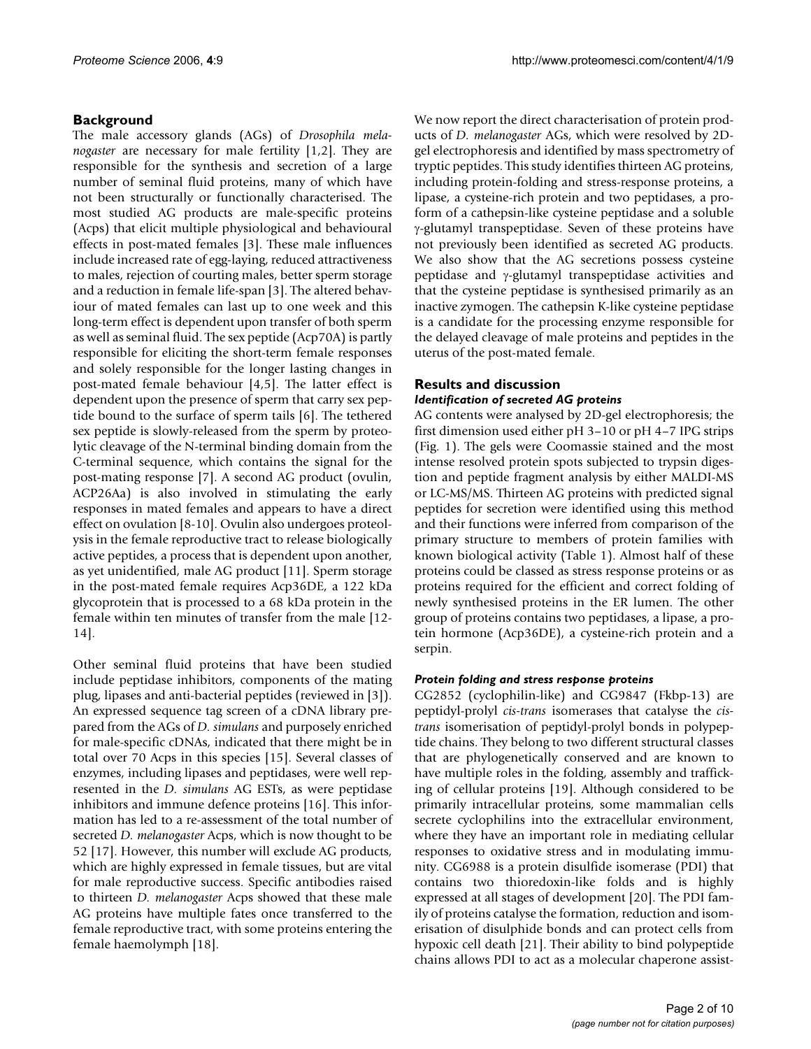## Background

The male accessory glands (AGs) of *Drosophila melanogaster* are necessary for male fertility [1,2]. They are responsible for the synthesis and secretion of a large number of seminal fluid proteins, many of which have not been structurally or functionally characterised. The most studied AG products are male-specific proteins (Acps) that elicit multiple physiological and behavioural effects in post-mated females [3]. These male influences include increased rate of egg-laying, reduced attractiveness to males, rejection of courting males, better sperm storage and a reduction in female life-span [3]. The altered behaviour of mated females can last up to one week and this long-term effect is dependent upon transfer of both sperm as well as seminal fluid. The sex peptide (Acp70A) is partly responsible for eliciting the short-term female responses and solely responsible for the longer lasting changes in post-mated female behaviour [4,5]. The latter effect is dependent upon the presence of sperm that carry sex peptide bound to the surface of sperm tails [6]. The tethered sex peptide is slowly-released from the sperm by proteolytic cleavage of the N-terminal binding domain from the C-terminal sequence, which contains the signal for the post-mating response [7]. A second AG product (ovulin, ACP26Aa) is also involved in stimulating the early responses in mated females and appears to have a direct effect on ovulation [8-10]. Ovulin also undergoes proteolysis in the female reproductive tract to release biologically active peptides, a process that is dependent upon another, as yet unidentified, male AG product [11]. Sperm storage in the post-mated female requires Acp36DE, a 122 kDa glycoprotein that is processed to a 68 kDa protein in the female within ten minutes of transfer from the male [12-14].

Other seminal fluid proteins that have been studied include peptidase inhibitors, components of the mating plug, lipases and anti-bacterial peptides (reviewed in [3]). An expressed sequence tag screen of a cDNA library prepared from the AGs of *D. simulans* and purposely enriched for male-specific cDNAs, indicated that there might be in total over 70 Acps in this species [15]. Several classes of enzymes, including lipases and peptidases, were well represented in the *D. simulans* AG ESTs, as were peptidase inhibitors and immune defence proteins [16]. This information has led to a re-assessment of the total number of secreted *D. melanogaster* Acps, which is now thought to be 52 [17]. However, this number will exclude AG products, which are highly expressed in female tissues, but are vital for male reproductive success. Specific antibodies raised to thirteen *D. melanogaster* Acps showed that these male AG proteins have multiple fates once transferred to the female reproductive tract, with some proteins entering the female haemolymph [18].

We now report the direct characterisation of protein products of *D. melanogaster* AGs, which were resolved by 2D-gel electrophoresis and identified by mass spectrometry of tryptic peptides. This study identifies thirteen AG proteins, including protein-folding and stress-response proteins, a lipase, a cysteine-rich protein and two peptidases, a proform of a cathepsin-like cysteine peptidase and a soluble γ-glutamyl transpeptidase. Seven of these proteins have not previously been identified as secreted AG products. We also show that the AG secretions possess cysteine peptidase and γ-glutamyl transpeptidase activities and that the cysteine peptidase is synthesised primarily as an inactive zymogen. The cathepsin K-like cysteine peptidase is a candidate for the processing enzyme responsible for the delayed cleavage of male proteins and peptides in the uterus of the post-mated female.

## Results and discussion

### *Identification of secreted AG proteins*

AG contents were analysed by 2D-gel electrophoresis; the first dimension used either pH 3–10 or pH 4–7 IPG strips (Fig. 1). The gels were Coomassie stained and the most intense resolved protein spots subjected to trypsin digestion and peptide fragment analysis by either MALDI-MS or LC-MS/MS. Thirteen AG proteins with predicted signal peptides for secretion were identified using this method and their functions were inferred from comparison of the primary structure to members of protein families with known biological activity (Table 1). Almost half of these proteins could be classed as stress response proteins or as proteins required for the efficient and correct folding of newly synthesised proteins in the ER lumen. The other group of proteins contains two peptidases, a lipase, a protein hormone (Acp36DE), a cysteine-rich protein and a serpin.

### *Protein folding and stress response proteins*

CG2852 (cyclophilin-like) and CG9847 (Fkbp-13) are peptidyl-prolyl *cis-trans* isomerases that catalyse the *cis-trans* isomerisation of peptidyl-prolyl bonds in polypeptide chains. They belong to two different structural classes that are phylogenetically conserved and are known to have multiple roles in the folding, assembly and trafficking of cellular proteins [19]. Although considered to be primarily intracellular proteins, some mammalian cells secrete cyclophilins into the extracellular environment, where they have an important role in mediating cellular responses to oxidative stress and in modulating immunity. CG6988 is a protein disulfide isomerase (PDI) that contains two thioredoxin-like folds and is highly expressed at all stages of development [20]. The PDI family of proteins catalyse the formation, reduction and isomerisation of disulphide bonds and can protect cells from hypoxic cell death [21]. Their ability to bind polypeptide chains allows PDI to act as a molecular chaperone assist-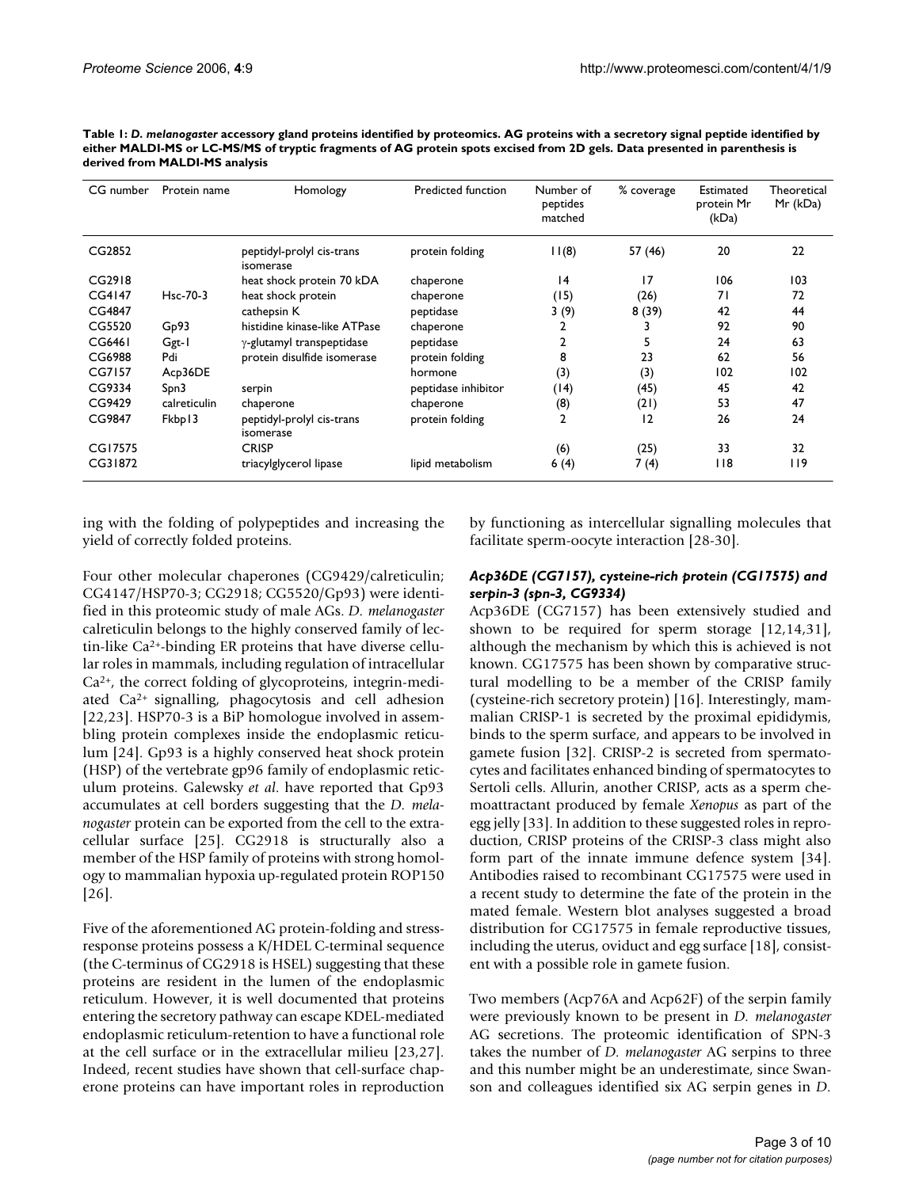**Table 1: *D. melanogaster* accessory gland proteins identified by proteomics. AG proteins with a secretory signal peptide identified by either MALDI-MS or LC-MS/MS of tryptic fragments of AG protein spots excised from 2D gels. Data presented in parenthesis is derived from MALDI-MS analysis**

| CG number | Protein name | Homology | Predicted function | Number of peptides matched | % coverage | Estimated protein Mr (kDa) | Theoretical Mr (kDa) |
|---|---|---|---|---|---|---|---|
| CG2852 | | peptidyl-prolyl cis-trans isomerase | protein folding | 11(8) | 57 (46) | 20 | 22 |
| CG2918 | | heat shock protein 70 kDA | chaperone | 14 | 17 | 106 | 103 |
| CG4147 | Hsc-70-3 | heat shock protein | chaperone | (15) | (26) | 71 | 72 |
| CG4847 | | cathepsin K | peptidase | 3 (9) | 8 (39) | 42 | 44 |
| CG5520 | Gp93 | histidine kinase-like ATPase | chaperone | 2 | 3 | 92 | 90 |
| CG6461 | Ggt-1 | γ-glutamyl transpeptidase | peptidase | 2 | 5 | 24 | 63 |
| CG6988 | Pdi | protein disulfide isomerase | protein folding | 8 | 23 | 62 | 56 |
| CG7157 | Acp36DE | | hormone | (3) | (3) | 102 | 102 |
| CG9334 | Spn3 | serpin | peptidase inhibitor | (14) | (45) | 45 | 42 |
| CG9429 | calreticulin | chaperone | chaperone | (8) | (21) | 53 | 47 |
| CG9847 | Fkbp13 | peptidyl-prolyl cis-trans isomerase | protein folding | 2 | 12 | 26 | 24 |
| CG17575 | | CRISP | | (6) | (25) | 33 | 32 |
| CG31872 | | triacylglycerol lipase | lipid metabolism | 6 (4) | 7 (4) | 118 | 119 |

ing with the folding of polypeptides and increasing the yield of correctly folded proteins.

Four other molecular chaperones (CG9429/calreticulin; CG4147/HSP70-3; CG2918; CG5520/Gp93) were identified in this proteomic study of male AGs. *D. melanogaster* calreticulin belongs to the highly conserved family of lectin-like $Ca^{2+}$-binding ER proteins that have diverse cellular roles in mammals, including regulation of intracellular $Ca^{2+}$, the correct folding of glycoproteins, integrin-mediated $Ca^{2+}$ signalling, phagocytosis and cell adhesion [22,23]. HSP70-3 is a BiP homologue involved in assembling protein complexes inside the endoplasmic reticulum [24]. Gp93 is a highly conserved heat shock protein (HSP) of the vertebrate gp96 family of endoplasmic reticulum proteins. Galewsky *et al*. have reported that Gp93 accumulates at cell borders suggesting that the *D. melanogaster* protein can be exported from the cell to the extracellular surface [25]. CG2918 is structurally also a member of the HSP family of proteins with strong homology to mammalian hypoxia up-regulated protein ROP150 [26].

Five of the aforementioned AG protein-folding and stress-response proteins possess a K/HDEL C-terminal sequence (the C-terminus of CG2918 is HSEL) suggesting that these proteins are resident in the lumen of the endoplasmic reticulum. However, it is well documented that proteins entering the secretory pathway can escape KDEL-mediated endoplasmic reticulum-retention to have a functional role at the cell surface or in the extracellular milieu [23,27]. Indeed, recent studies have shown that cell-surface chaperone proteins can have important roles in reproduction by functioning as intercellular signalling molecules that facilitate sperm-oocyte interaction [28-30].

### *Acp36DE (CG7157), cysteine-rich protein (CG17575) and serpin-3 (spn-3, CG9334)*

Acp36DE (CG7157) has been extensively studied and shown to be required for sperm storage [12,14,31], although the mechanism by which this is achieved is not known. CG17575 has been shown by comparative structural modelling to be a member of the CRISP family (cysteine-rich secretory protein) [16]. Interestingly, mammalian CRISP-1 is secreted by the proximal epididymis, binds to the sperm surface, and appears to be involved in gamete fusion [32]. CRISP-2 is secreted from spermatocytes and facilitates enhanced binding of spermatocytes to Sertoli cells. Allurin, another CRISP, acts as a sperm chemoattractant produced by female *Xenopus* as part of the egg jelly [33]. In addition to these suggested roles in reproduction, CRISP proteins of the CRISP-3 class might also form part of the innate immune defence system [34]. Antibodies raised to recombinant CG17575 were used in a recent study to determine the fate of the protein in the mated female. Western blot analyses suggested a broad distribution for CG17575 in female reproductive tissues, including the uterus, oviduct and egg surface [18], consistent with a possible role in gamete fusion.

Two members (Acp76A and Acp62F) of the serpin family were previously known to be present in *D. melanogaster* AG secretions. The proteomic identification of SPN-3 takes the number of *D. melanogaster* AG serpins to three and this number might be an underestimate, since Swanson and colleagues identified six AG serpin genes in *D.*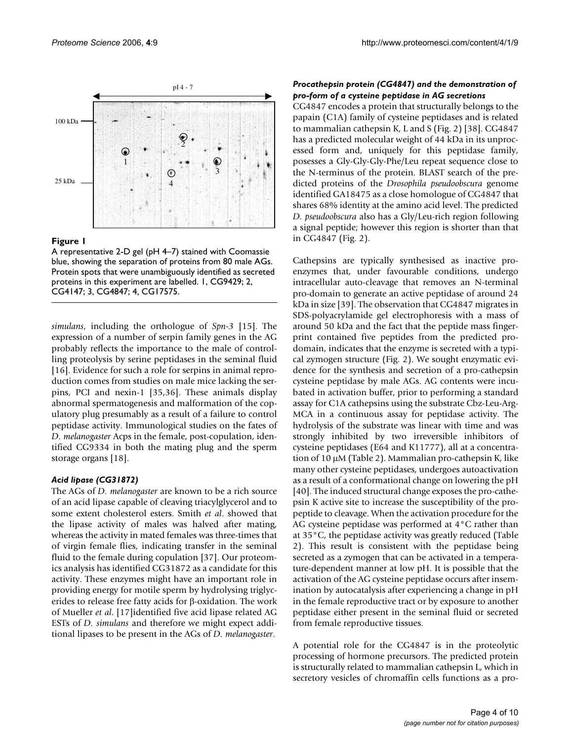**Figure 1**

A representative 2-D gel (pH 4–7) stained with Coomassie blue, showing the separation of proteins from 80 male AGs. Protein spots that were unambiguously identified as secreted proteins in this experiment are labelled. 1, CG9429; 2, CG4147; 3, CG4847; 4, CG17575.

*simulans*, including the orthologue of *Spn-3* [15]. The expression of a number of serpin family genes in the AG probably reflects the importance to the male of controlling proteolysis by serine peptidases in the seminal fluid [16]. Evidence for such a role for serpins in animal reproduction comes from studies on male mice lacking the serpins, PCI and nexin-1 [35,36]. These animals display abnormal spermatogenesis and malformation of the copulatory plug presumably as a result of a failure to control peptidase activity. Immunological studies on the fates of *D. melanogaster* Acps in the female, post-copulation, identified CG9334 in both the mating plug and the sperm storage organs [18].

### *Acid lipase (CG31872)*

The AGs of *D. melanogaster* are known to be a rich source of an acid lipase capable of cleaving triacylglycerol and to some extent cholesterol esters. Smith *et al*. showed that the lipase activity of males was halved after mating, whereas the activity in mated females was three-times that of virgin female flies, indicating transfer in the seminal fluid to the female during copulation [37]. Our proteomics analysis has identified CG31872 as a candidate for this activity. These enzymes might have an important role in providing energy for motile sperm by hydrolysing triglycerides to release free fatty acids for β-oxidation. The work of Mueller *et al*. [17]identified five acid lipase related AG ESTs of *D. simulans* and therefore we might expect additional lipases to be present in the AGs of *D. melanogaster*.

### *Procathepsin protein (CG4847) and the demonstration of pro-form of a cysteine peptidase in AG secretions*

CG4847 encodes a protein that structurally belongs to the papain (C1A) family of cysteine peptidases and is related to mammalian cathepsin K, L and S (Fig. 2) [38]. CG4847 has a predicted molecular weight of 44 kDa in its unprocessed form and, uniquely for this peptidase family, posesses a Gly-Gly-Gly-Phe/Leu repeat sequence close to the N-terminus of the protein. BLAST search of the predicted proteins of the *Drosophila pseudoobscura* genome identified GA18475 as a close homologue of CG4847 that shares 68% identity at the amino acid level. The predicted *D. pseudoobscura* also has a Gly/Leu-rich region following a signal peptide; however this region is shorter than that in CG4847 (Fig. 2).

Cathepsins are typically synthesised as inactive proenzymes that, under favourable conditions, undergo intracellular auto-cleavage that removes an N-terminal pro-domain to generate an active peptidase of around 24 kDa in size [39]. The observation that CG4847 migrates in SDS-polyacrylamide gel electrophoresis with a mass of around 50 kDa and the fact that the peptide mass fingerprint contained five peptides from the predicted prodomain, indicates that the enzyme is secreted with a typical zymogen structure (Fig. 2). We sought enzymatic evidence for the synthesis and secretion of a pro-cathepsin cysteine peptidase by male AGs. AG contents were incubated in activation buffer, prior to performing a standard assay for C1A cathepsins using the substrate Cbz-Leu-Arg-MCA in a continuous assay for peptidase activity. The hydrolysis of the substrate was linear with time and was strongly inhibited by two irreversible inhibitors of cysteine peptidases (E64 and K11777), all at a concentration of 10 μM (Table 2). Mammalian pro-cathepsin K, like many other cysteine peptidases, undergoes autoactivation as a result of a conformational change on lowering the pH [40]. The induced structural change exposes the pro-cathepsin K active site to increase the susceptibility of the propeptide to cleavage. When the activation procedure for the AG cysteine peptidase was performed at 4°C rather than at 35°C, the peptidase activity was greatly reduced (Table 2). This result is consistent with the peptidase being secreted as a zymogen that can be activated in a temperature-dependent manner at low pH. It is possible that the activation of the AG cysteine peptidase occurs after insemination by autocatalysis after experiencing a change in pH in the female reproductive tract or by exposure to another peptidase either present in the seminal fluid or secreted from female reproductive tissues.

A potential role for the CG4847 is in the proteolytic processing of hormone precursors. The predicted protein is structurally related to mammalian cathepsin L, which in secretory vesicles of chromaffin cells functions as a pro-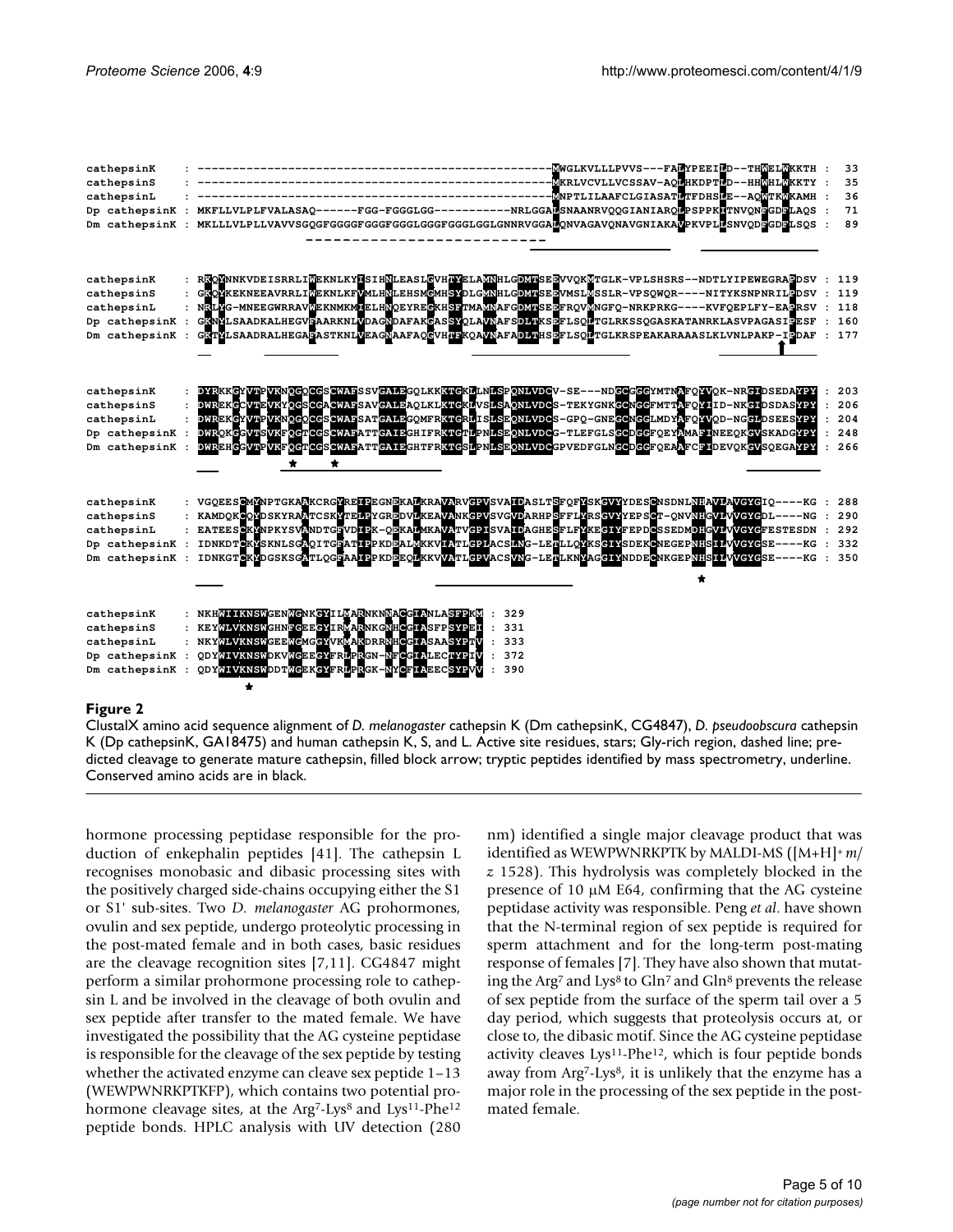```
cathepsinK    : --------------------------------------------------MWGLKVLLLPVVS---FALYPEEILD--THWELWKKTH :  33
cathepsinS    : --------------------------------------------------MKRLVCVLLVCSSAV-AQLHKDPTLD--HHWHLWKKTY :  35
cathepsinL    : --------------------------------------------------MNPTLILAAFCLGIASATLTFDHSLE--AQWTKWKAMH :  36
Dp cathepsinK : MKFLLVLPLFVALASAQ------FGG-FGGGLGG-----------NRLGGALSNAANRVQQGIANIARQLPSPPKLTNVQNFGDFLAQS :  71
Dm cathepsinK : MKLLLVLPLLVAVVSGQGFGGGGFGGGFGGGLGGGFGGGLGGLGNNRVGGALQNVAGAVQNAVGNIAKAVPKVPLLSNVQDFGDFLSQS :  89

cathepsinK    : RKQYNNKVDEISRRLIWEKNLKYISIHNLEASLGVHTYELAMNHLGDMTSEEVVQKMTGLK-VPLSHSRS--NDTLYIPEWEGRAPDSV : 119
cathepsinS    : GKQYKEKNEEAVRRLIWEKNLKFVMLHNLEHSMGMHSYDLGMNHLGDMTSEEVMSLMSSLR-VPSQWQR----NITYKSNPNRILPDSV : 119
cathepsinL    : NRLYG-MNEEGWRRAVWEKNMKMIELHNQEYREGKHSFTMAMNAFGDMTSEEFRQVMNGFQ-NRKPRKG----KVFQEPLFY-EAPRSV : 118
Dp cathepsinK : GKNYLSAADKALHEGVFAARKNLVDAGNDAFAKGASSYQLAVNAFSDLTKSEFLSQLTGLRKSSQGASKATANRKLASVPAGASIPESF : 160
Dm cathepsinK : GKTYLSAADRALHEGAFASTKNLVEAGNAAFAQGVHTFKQAVNAFADLTHSEFLSQLTGLKRSPEAKARAAASLKLVNLPAKP-IPDAF : 177

cathepsinK    : DYRKKGYVTPVKNQGQCGSCWAFSSVGALEGQLKKKTGKLLNLSPQNLVDCV-SE---NDGCGGGYMTNAFQYVQK-NRGIDSEDAYPY : 203
cathepsinS    : DWREKGCVTEVKYQGSCGACWAFSAVGALEAQLKLKTGKLVSLSAQNLVDCS-TEKYGNKGCNGGFMTTAFQYIID-NKGIDSDASYPY : 206
cathepsinL    : DWREKGYVTPVKNQGQCGSCWAFSATGALEGQMFRKTGRLISLSEQNLVDCS-GPQ-GNEGCNGGLMDYAFQYVQD-NGGLDSEESYPY : 204
Dp cathepsinK : DWRQKGGVTSVKFQGTCGSCWAFATTGAIEGHIFRKTGTLPNLSEQNLVDCG-TLEFGLSGCDGGFQEYAMAFINEEQKGVSKADGYPY : 248
Dm cathepsinK : DWREHGGVTPVKFQGTCGSCWAFATTGAIEGHTFRKTGSLPNLSEQNLVDCGPVEDFGLNGCDGGFQEAAFCFIDEVQKGVSQEGAYPY : 266

cathepsinK    : VGQEESCMYNPTGKAAKCRGYREIPEGNEKALKRAVARVGPVSVAIDASLTSFQFYSKGVYYDESCNSDNLNHAVLAVGYGIQ----KG : 288
cathepsinS    : KAMDQKCQYDSKYRAATCSKYTELPYGREDVLKEAVANKGPVSVGVDARHPSFFLYRSGVYYEPSCT-QNVNHGVLVVGYGDL----NG : 290
cathepsinL    : EATEESCKYNPKYSVANDTGFVDIPK-QEKALMKAVATVGPISVAIDAGHESFLFYKEGIYFEPDCSSEDMDHGVLVVGYGFESTESDN : 292
Dp cathepsinK : IDNKDTCKYSKNLSGAQITGFATIPKDEALMKKVIATLGPLACSLNG-LETLLQYKSGIYSDEKCNEGEPNHSILVVGYGSE----KG : 332
Dm cathepsinK : IDNKGTCKYDGSKSGATLQGFAAIPKDEEQLKKVVATLGPVACSVNG-LETLKNYAGGIYNDDECNKGEPNHSILVVGYGSE----KG : 350

cathepsinK    : NKHWIIKNSWGENWGNKGYILMARNKNNACGIANLASFPKM : 329
cathepsinS    : KEYWLVKNSWGHNFGEEGYIRMARNKGNHCGIASFPSYPEI : 331
cathepsinL    : NKYWLVKNSWGEEWGMGGYVKMAKDRRNHCGIASAASYPTV : 333
Dp cathepsinK : QDYWIVKNSWDKVWGEEGYFRLPRGN-NFCGIALECTYPIV : 372
Dm cathepsinK : QDYWIVKNSWDDTWGEKGYFRLPRGK-NYCFIAEECSYPVV : 390
```

**Figure 2**

ClustalX amino acid sequence alignment of *D. melanogaster* cathepsin K (Dm cathepsinK, CG4847), *D. pseudoobscura* cathepsin K (Dp cathepsinK, GA18475) and human cathepsin K, S, and L. Active site residues, stars; Gly-rich region, dashed line; predicted cleavage to generate mature cathepsin, filled block arrow; tryptic peptides identified by mass spectrometry, underline. Conserved amino acids are in black.

hormone processing peptidase responsible for the production of enkephalin peptides [41]. The cathepsin L recognises monobasic and dibasic processing sites with the positively charged side-chains occupying either the S1 or S1' sub-sites. Two *D. melanogaster* AG prohormones, ovulin and sex peptide, undergo proteolytic processing in the post-mated female and in both cases, basic residues are the cleavage recognition sites [7,11]. CG4847 might perform a similar prohormone processing role to cathepsin L and be involved in the cleavage of both ovulin and sex peptide after transfer to the mated female. We have investigated the possibility that the AG cysteine peptidase is responsible for the cleavage of the sex peptide by testing whether the activated enzyme can cleave sex peptide 1–13 (WEWPWNRKPTKFP), which contains two potential prohormone cleavage sites, at the $Arg^{7}$-$Lys^{8}$ and $Lys^{11}$-$Phe^{12}$ peptide bonds. HPLC analysis with UV detection (280 nm) identified a single major cleavage product that was identified as WEWPWNRKPTK by MALDI-MS ($[M+H]^{+}$ *m/z* 1528). This hydrolysis was completely blocked in the presence of 10 μM E64, confirming that the AG cysteine peptidase activity was responsible. Peng *et al*. have shown that the N-terminal region of sex peptide is required for sperm attachment and for the long-term post-mating response of females [7]. They have also shown that mutating the $Arg^{7}$ and $Lys^{8}$ to $Gln^{7}$ and $Gln^{8}$ prevents the release of sex peptide from the surface of the sperm tail over a 5 day period, which suggests that proteolysis occurs at, or close to, the dibasic motif. Since the AG cysteine peptidase activity cleaves $Lys^{11}$-$Phe^{12}$, which is four peptide bonds away from $Arg^{7}$-$Lys^{8}$, it is unlikely that the enzyme has a major role in the processing of the sex peptide in the post-mated female.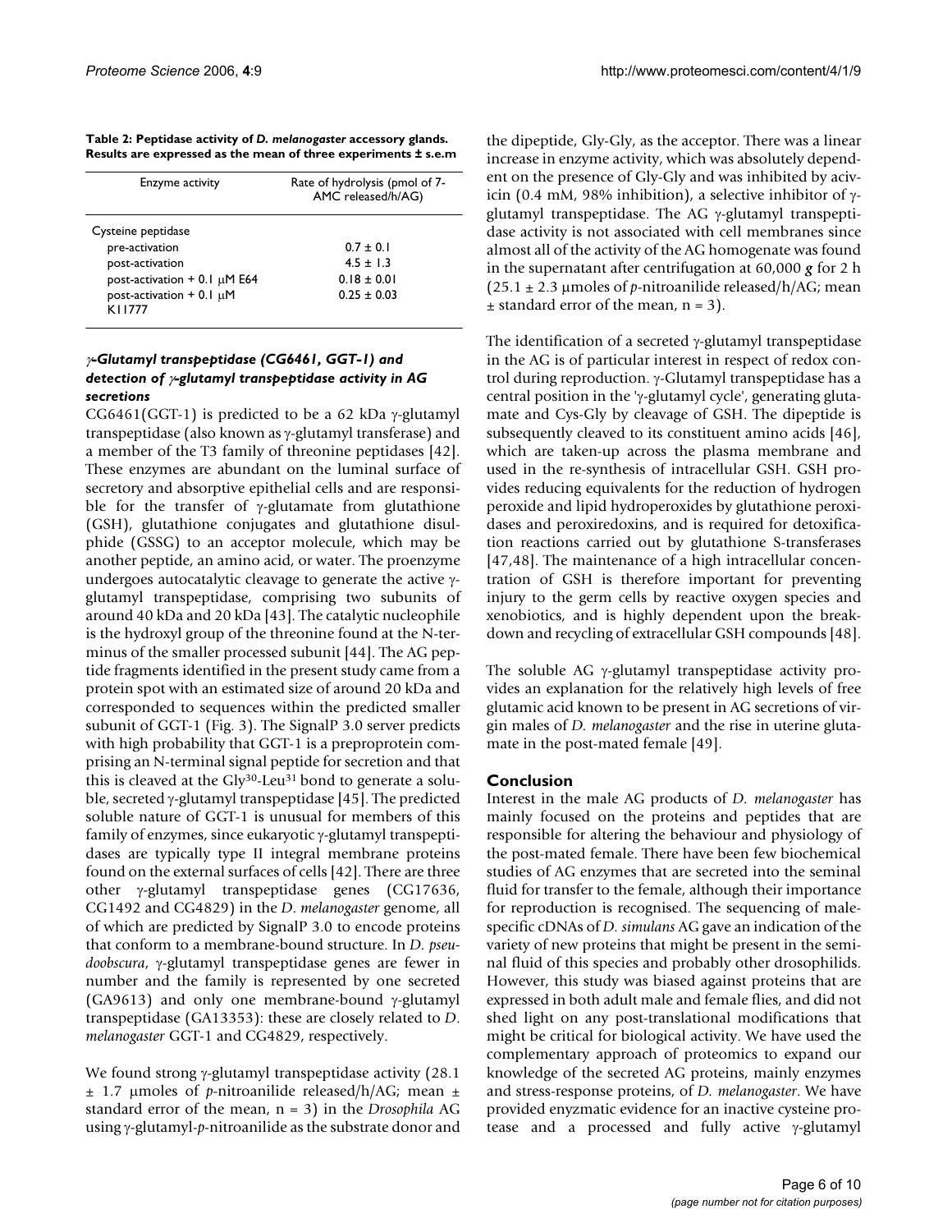**Table 2: Peptidase activity of *D. melanogaster* accessory glands. Results are expressed as the mean of three experiments ± s.e.m**

| Enzyme activity | Rate of hydrolysis (pmol of 7-AMC released/h/AG) |
|---|---|
| Cysteine peptidase | |
| pre-activation | 0.7 ± 0.1 |
| post-activation | 4.5 ± 1.3 |
| post-activation + 0.1 μM E64 | 0.18 ± 0.01 |
| post-activation + 0.1 μM K11777 | 0.25 ± 0.03 |

### *γ-Glutamyl transpeptidase (CG6461, GGT-1) and detection of γ-glutamyl transpeptidase activity in AG secretions*

CG6461(GGT-1) is predicted to be a 62 kDa γ-glutamyl transpeptidase (also known as γ-glutamyl transferase) and a member of the T3 family of threonine peptidases [42]. These enzymes are abundant on the luminal surface of secretory and absorptive epithelial cells and are responsible for the transfer of γ-glutamate from glutathione (GSH), glutathione conjugates and glutathione disulphide (GSSG) to an acceptor molecule, which may be another peptide, an amino acid, or water. The proenzyme undergoes autocatalytic cleavage to generate the active γ-glutamyl transpeptidase, comprising two subunits of around 40 kDa and 20 kDa [43]. The catalytic nucleophile is the hydroxyl group of the threonine found at the N-terminus of the smaller processed subunit [44]. The AG peptide fragments identified in the present study came from a protein spot with an estimated size of around 20 kDa and corresponded to sequences within the predicted smaller subunit of GGT-1 (Fig. 3). The SignalP 3.0 server predicts with high probability that GGT-1 is a preproprotein comprising an N-terminal signal peptide for secretion and that this is cleaved at the $Gly^{30}$-$Leu^{31}$ bond to generate a soluble, secreted γ-glutamyl transpeptidase [45]. The predicted soluble nature of GGT-1 is unusual for members of this family of enzymes, since eukaryotic γ-glutamyl transpeptidases are typically type II integral membrane proteins found on the external surfaces of cells [42]. There are three other γ-glutamyl transpeptidase genes (CG17636, CG1492 and CG4829) in the *D. melanogaster* genome, all of which are predicted by SignalP 3.0 to encode proteins that conform to a membrane-bound structure. In *D. pseudoobscura*, γ-glutamyl transpeptidase genes are fewer in number and the family is represented by one secreted (GA9613) and only one membrane-bound γ-glutamyl transpeptidase (GA13353): these are closely related to *D. melanogaster* GGT-1 and CG4829, respectively.

We found strong γ-glutamyl transpeptidase activity (28.1 ± 1.7 μmoles of *p*-nitroanilide released/h/AG; mean ± standard error of the mean, n = 3) in the *Drosophila* AG using γ-glutamyl-*p*-nitroanilide as the substrate donor and the dipeptide, Gly-Gly, as the acceptor. There was a linear increase in enzyme activity, which was absolutely dependent on the presence of Gly-Gly and was inhibited by acivicin (0.4 mM, 98% inhibition), a selective inhibitor of γ-glutamyl transpeptidase. The AG γ-glutamyl transpeptidase activity is not associated with cell membranes since almost all of the activity of the AG homogenate was found in the supernatant after centrifugation at 60,000 ***g*** for 2 h (25.1 ± 2.3 μmoles of *p*-nitroanilide released/h/AG; mean ± standard error of the mean, n = 3).

The identification of a secreted γ-glutamyl transpeptidase in the AG is of particular interest in respect of redox control during reproduction. γ-Glutamyl transpeptidase has a central position in the 'γ-glutamyl cycle', generating glutamate and Cys-Gly by cleavage of GSH. The dipeptide is subsequently cleaved to its constituent amino acids [46], which are taken-up across the plasma membrane and used in the re-synthesis of intracellular GSH. GSH provides reducing equivalents for the reduction of hydrogen peroxide and lipid hydroperoxides by glutathione peroxidases and peroxiredoxins, and is required for detoxification reactions carried out by glutathione S-transferases [47,48]. The maintenance of a high intracellular concentration of GSH is therefore important for preventing injury to the germ cells by reactive oxygen species and xenobiotics, and is highly dependent upon the breakdown and recycling of extracellular GSH compounds [48].

The soluble AG γ-glutamyl transpeptidase activity provides an explanation for the relatively high levels of free glutamic acid known to be present in AG secretions of virgin males of *D. melanogaster* and the rise in uterine glutamate in the post-mated female [49].

## Conclusion

Interest in the male AG products of *D. melanogaster* has mainly focused on the proteins and peptides that are responsible for altering the behaviour and physiology of the post-mated female. There have been few biochemical studies of AG enzymes that are secreted into the seminal fluid for transfer to the female, although their importance for reproduction is recognised. The sequencing of male-specific cDNAs of *D. simulans* AG gave an indication of the variety of new proteins that might be present in the seminal fluid of this species and probably other drosophilids. However, this study was biased against proteins that are expressed in both adult male and female flies, and did not shed light on any post-translational modifications that might be critical for biological activity. We have used the complementary approach of proteomics to expand our knowledge of the secreted AG proteins, mainly enzymes and stress-response proteins, of *D. melanogaster*. We have provided enzymatic evidence for an inactive cysteine protease and a processed and fully active γ-glutamyl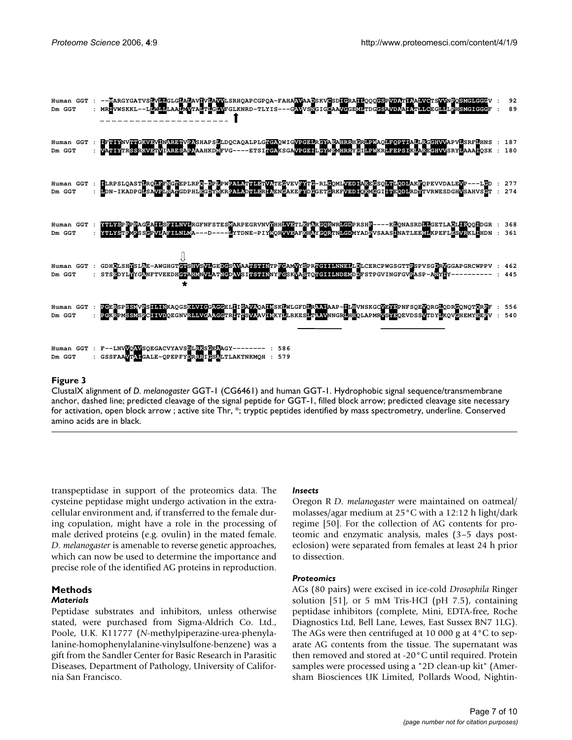```
Human GGT : --MARGYGATVSLVLLGLGLALAVIVLAVVLSRHQAPCGPQA-FAHAAVAADSKVCSDIGRAILQQGGSPVDATIAALVCTSVVNPQSMGLGGGV :  92
Dm GGT    : MRHVWSKKL--LWLLLAALMVTALTLGLVFGLKNRD-TLYIS---GAVVSNGIGCAAVGGEMLTDGGSAVDAAIATLLCEGLLLPHSMGIGGGF :  89

Human GGT : IFTIYNVTTGKVEVINARETVPASHAPSLLDQCAQALPLGTGAQWIGVPGELRGYAEAHRRHGRLPWAQLFQPTIALLRGGHVVAPVLSRFLHNS : 187
Dm GGT    : VATIYTRSSRKVETVLARESAPAAAHKDMFVG----ETSITGAKSGAVPGEILGYWEMHRRYGILPWKRLFEPSIKLAREGHVVSRYLAAAIQSK : 180

Human GGT : ILRPSLQASTLRQLFFNGTEPLRPQ-DPLPWPALATTLETVATEGVEVFYTG-RLGQMLVEDIAKEGSQLTLQDLAKFQPEVVDALEVP---LGD : 277
Dm GGT    : LDN-IKADPGLSAVFLNATGDPHLEGDYMKRPALADTLERIAENGAKEFYDGGETGRKFVEDIQKMGGIITEQDLRDYTVRWESDGHVSAHVSGT : 274

Human GGT : YTLYSPPPPAGGAILSFILNVLRGFNFSTESMARPEGRVNVYHHLVETLKFARGQRWRLGDPRSHP----KLQNASRDLLGETLAQLIRQQIDGR : 368
Dm GGT    : YTLYSTPMPSSGPVLAFILNLMA---D----LYTDNE-PIYWQRVVEAFKHAYGQRTNLGDMYADPVSAASINATLEEMLKPEFLESVRKLIHDN : 361

Human GGT : GDHQLSHYSLAE-AWGHGTGTSHVSVLGEDGSAVAATSTINTPFGAMVYSPRTGIIILNNELLDLCERCPWGSGTTPSPVSGDRVGGAPGRCWPPV : 462
Dm GGT    : STSEDYLMYGANFTVEEDHGTAHMNVLATNGDAVSITSTINNYFGSKVASTQTGIIILNDEMDDFSTPGVINGFGVPASP-ANYIY---------- : 445

Human GGT : PGERSPSSMVPSILINKAQGSKLVIGGAGGELIISAVAQAIMSKLWLGFDLRAAIAAP-ILHVNSKGCVEYEPNFSQEVQRGLQDRGQNQTQRPF : 556
Dm GGT    : PGKRPMSSMSPCIIVDQEGNVRLLVGAAGGTRITTSVAAVIMKYLLRKESLTAAVNNGRLHHQLAPMRVSYEQEVDSSVTDYLKQVCHEMYEEPV : 540

Human GGT : F--LNVVQAVSQEGACVYAVSDLRKSGEAAGY-------- : 586
Dm GGT    : GSSFAAVTAIGALE-QPEPFYDRRRIGSALTLAKTNKMQH : 579
```

**Figure 3**

ClustalX alignment of *D. melanogaster* GGT-1 (CG6461) and human GGT-1. Hydrophobic signal sequence/transmembrane anchor, dashed line; predicted cleavage of the signal peptide for GGT-1, filled block arrow; predicted cleavage site necessary for activation, open block arrow ; active site Thr, *; tryptic peptides identified by mass spectrometry, underline. Conserved amino acids are in black.

transpeptidase in support of the proteomics data. The cysteine peptidase might undergo activation in the extracellular environment and, if transferred to the female during copulation, might have a role in the processing of male derived proteins (e.g. ovulin) in the mated female. *D. melanogaster* is amenable to reverse genetic approaches, which can now be used to determine the importance and precise role of the identified AG proteins in reproduction.

## Methods

### *Materials*

Peptidase substrates and inhibitors, unless otherwise stated, were purchased from Sigma-Aldrich Co. Ltd., Poole, U.K. K11777 (*N*-methylpiperazine-urea-phenylalanine-homophenylalanine-vinylsulfone-benzene) was a gift from the Sandler Center for Basic Research in Parasitic Diseases, Department of Pathology, University of California San Francisco.

### *Insects*

Oregon R *D. melanogaster* were maintained on oatmeal/molasses/agar medium at 25°C with a 12:12 h light/dark regime [50]. For the collection of AG contents for proteomic and enzymatic analysis, males (3–5 days post-eclosion) were separated from females at least 24 h prior to dissection.

### *Proteomics*

AGs (80 pairs) were excised in ice-cold *Drosophila* Ringer solution [51], or 5 mM Tris-HCl (pH 7.5), containing peptidase inhibitors (complete, Mini, EDTA-free, Roche Diagnostics Ltd, Bell Lane, Lewes, East Sussex BN7 1LG). The AGs were then centrifuged at 10 000 g at 4°C to separate AG contents from the tissue. The supernatant was then removed and stored at -20°C until required. Protein samples were processed using a "2D clean-up kit" (Amersham Biosciences UK Limited, Pollards Wood, Nightin-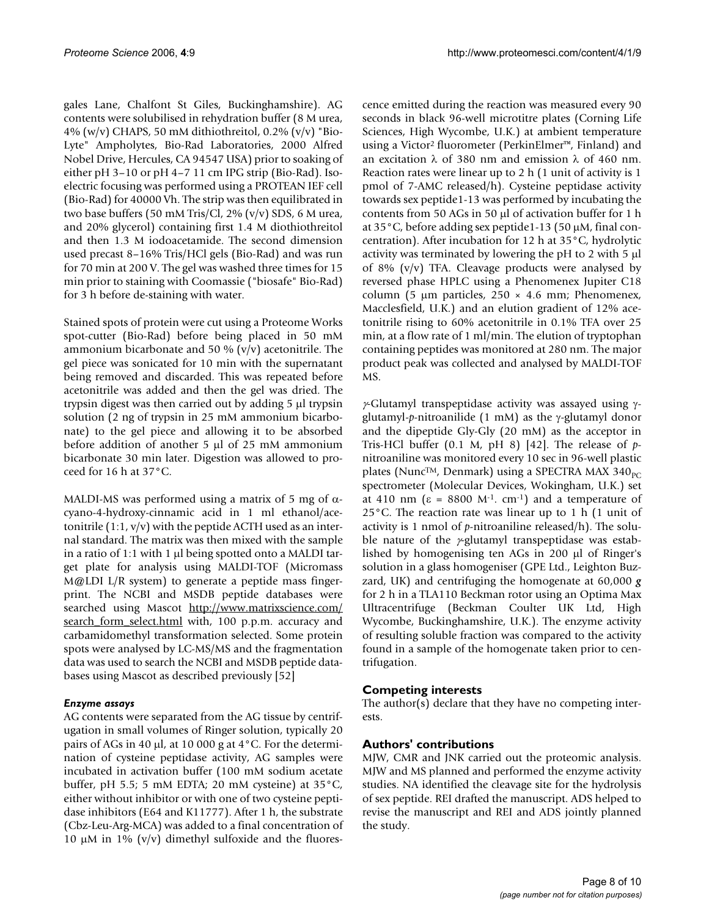gales Lane, Chalfont St Giles, Buckinghamshire). AG contents were solubilised in rehydration buffer (8 M urea, 4% (w/v) CHAPS, 50 mM dithiothreitol, 0.2% (v/v) "Bio-Lyte" Ampholytes, Bio-Rad Laboratories, 2000 Alfred Nobel Drive, Hercules, CA 94547 USA) prior to soaking of either pH 3–10 or pH 4–7 11 cm IPG strip (Bio-Rad). Isoelectric focusing was performed using a PROTEAN IEF cell (Bio-Rad) for 40000 Vh. The strip was then equilibrated in two base buffers (50 mM Tris/Cl, 2% (v/v) SDS, 6 M urea, and 20% glycerol) containing first 1.4 M diothiothreitol and then 1.3 M iodoacetamide. The second dimension used precast 8–16% Tris/HCl gels (Bio-Rad) and was run for 70 min at 200 V. The gel was washed three times for 15 min prior to staining with Coomassie ("biosafe" Bio-Rad) for 3 h before de-staining with water.

Stained spots of protein were cut using a Proteome Works spot-cutter (Bio-Rad) before being placed in 50 mM ammonium bicarbonate and 50 % (v/v) acetonitrile. The gel piece was sonicated for 10 min with the supernatant being removed and discarded. This was repeated before acetonitrile was added and then the gel was dried. The trypsin digest was then carried out by adding 5 μl trypsin solution (2 ng of trypsin in 25 mM ammonium bicarbonate) to the gel piece and allowing it to be absorbed before addition of another 5 μl of 25 mM ammonium bicarbonate 30 min later. Digestion was allowed to proceed for 16 h at 37°C.

MALDI-MS was performed using a matrix of 5 mg of α-cyano-4-hydroxy-cinnamic acid in 1 ml ethanol/acetonitrile (1:1, v/v) with the peptide ACTH used as an internal standard. The matrix was then mixed with the sample in a ratio of 1:1 with 1 μl being spotted onto a MALDI target plate for analysis using MALDI-TOF (Micromass M@LDI L/R system) to generate a peptide mass fingerprint. The NCBI and MSDB peptide databases were searched using Mascot http://www.matrixscience.com/search_form_select.html with, 100 p.p.m. accuracy and carbamidomethyl transformation selected. Some protein spots were analysed by LC-MS/MS and the fragmentation data was used to search the NCBI and MSDB peptide databases using Mascot as described previously [52]

### *Enzyme assays*

AG contents were separated from the AG tissue by centrifugation in small volumes of Ringer solution, typically 20 pairs of AGs in 40 μl, at 10 000 g at 4°C. For the determination of cysteine peptidase activity, AG samples were incubated in activation buffer (100 mM sodium acetate buffer, pH 5.5; 5 mM EDTA; 20 mM cysteine) at 35°C, either without inhibitor or with one of two cysteine peptidase inhibitors (E64 and K11777). After 1 h, the substrate (Cbz-Leu-Arg-MCA) was added to a final concentration of 10 μM in 1% (v/v) dimethyl sulfoxide and the fluorescence emitted during the reaction was measured every 90 seconds in black 96-well microtitre plates (Corning Life Sciences, High Wycombe, U.K.) at ambient temperature using a Victor² fluorometer (PerkinElmer™, Finland) and an excitation λ of 380 nm and emission λ of 460 nm. Reaction rates were linear up to 2 h (1 unit of activity is 1 pmol of 7-AMC released/h). Cysteine peptidase activity towards sex peptide1-13 was performed by incubating the contents from 50 AGs in 50 μl of activation buffer for 1 h at 35°C, before adding sex peptide1-13 (50 μM, final concentration). After incubation for 12 h at 35°C, hydrolytic activity was terminated by lowering the pH to 2 with 5 μl of 8% (v/v) TFA. Cleavage products were analysed by reversed phase HPLC using a Phenomenex Jupiter C18 column (5 μm particles, 250 × 4.6 mm; Phenomenex, Macclesfield, U.K.) and an elution gradient of 12% acetonitrile rising to 60% acetonitrile in 0.1% TFA over 25 min, at a flow rate of 1 ml/min. The elution of tryptophan containing peptides was monitored at 280 nm. The major product peak was collected and analysed by MALDI-TOF MS.

*γ*-Glutamyl transpeptidase activity was assayed using γ-glutamyl-*p*-nitroanilide (1 mM) as the γ-glutamyl donor and the dipeptide Gly-Gly (20 mM) as the acceptor in Tris-HCl buffer (0.1 M, pH 8) [42]. The release of *p*-nitroaniline was monitored every 10 sec in 96-well plastic plates (Nunc™, Denmark) using a SPECTRA MAX $340_{PC}$ spectrometer (Molecular Devices, Wokingham, U.K.) set at 410 nm ($\varepsilon$ = 8800 $M^{-1}$. $cm^{-1}$) and a temperature of 25°C. The reaction rate was linear up to 1 h (1 unit of activity is 1 nmol of *p*-nitroaniline released/h). The soluble nature of the *γ*-glutamyl transpeptidase was established by homogenising ten AGs in 200 μl of Ringer's solution in a glass homogeniser (GPE Ltd., Leighton Buzzard, UK) and centrifuging the homogenate at 60,000 ***g*** for 2 h in a TLA110 Beckman rotor using an Optima Max Ultracentrifuge (Beckman Coulter UK Ltd, High Wycombe, Buckinghamshire, U.K.). The enzyme activity of resulting soluble fraction was compared to the activity found in a sample of the homogenate taken prior to centrifugation.

## Competing interests

The author(s) declare that they have no competing interests.

## Authors' contributions

MJW, CMR and JNK carried out the proteomic analysis. MJW and MS planned and performed the enzyme activity studies. NA identified the cleavage site for the hydrolysis of sex peptide. REI drafted the manuscript. ADS helped to revise the manuscript and REI and ADS jointly planned the study.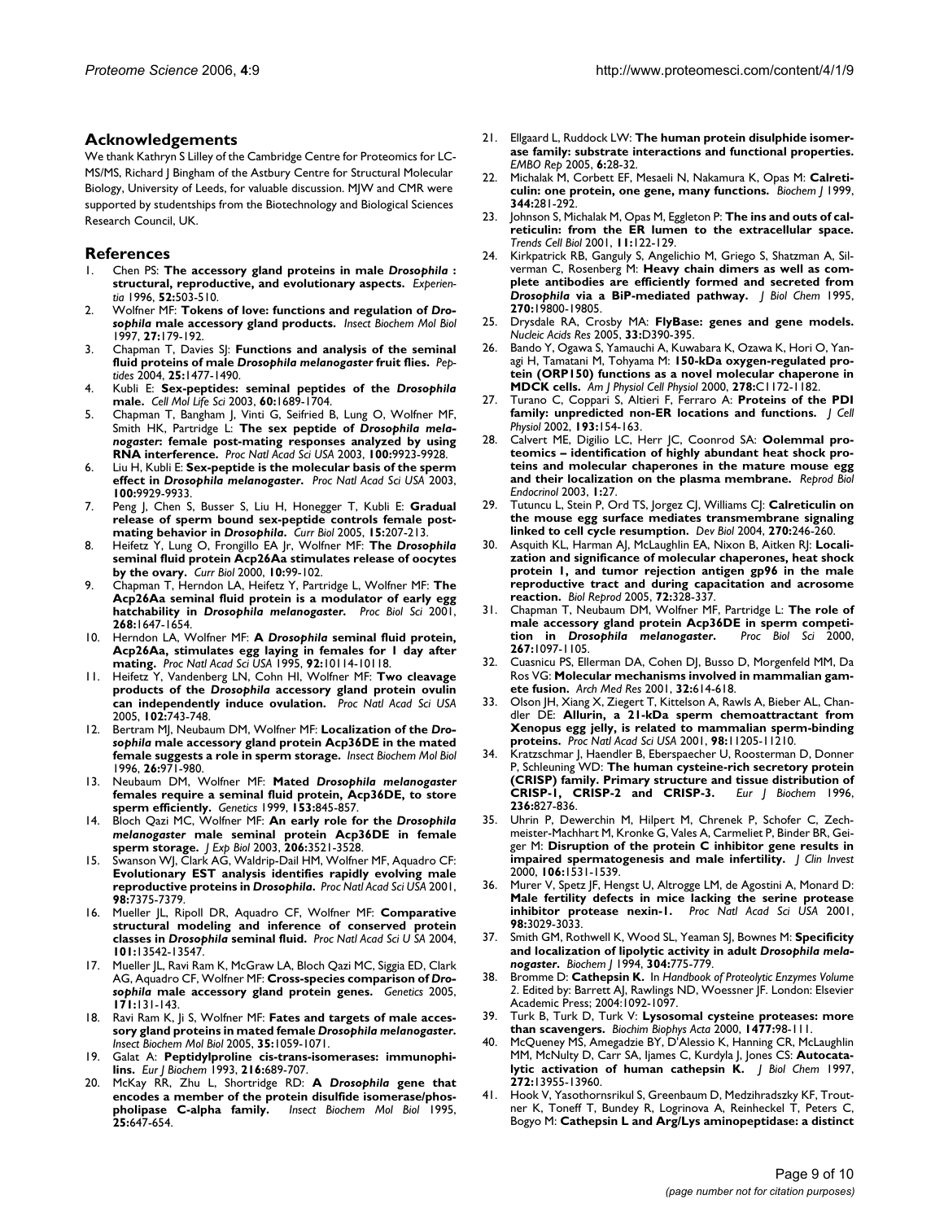## Acknowledgements

We thank Kathryn S Lilley of the Cambridge Centre for Proteomics for LC-MS/MS, Richard J Bingham of the Astbury Centre for Structural Molecular Biology, University of Leeds, for valuable discussion. MJW and CMR were supported by studentships from the Biotechnology and Biological Sciences Research Council, UK.

## References

1. Chen PS: **The accessory gland proteins in male *Drosophila* : structural, reproductive, and evolutionary aspects.** *Experientia* 1996, **52:**503-510.
2. Wolfner MF: **Tokens of love: functions and regulation of *Drosophila* male accessory gland products.** *Insect Biochem Mol Biol* 1997, **27:**179-192.
3. Chapman T, Davies SJ: **Functions and analysis of the seminal fluid proteins of male *Drosophila melanogaster* fruit flies.** *Peptides* 2004, **25:**1477-1490.
4. Kubli E: **Sex-peptides: seminal peptides of the *Drosophila* male.** *Cell Mol Life Sci* 2003, **60:**1689-1704.
5. Chapman T, Bangham J, Vinti G, Seifried B, Lung O, Wolfner MF, Smith HK, Partridge L: **The sex peptide of *Drosophila melanogaster*: female post-mating responses analyzed by using RNA interference.** *Proc Natl Acad Sci USA* 2003, **100:**9923-9928.
6. Liu H, Kubli E: **Sex-peptide is the molecular basis of the sperm effect in *Drosophila melanogaster*.** *Proc Natl Acad Sci USA* 2003, **100:**9929-9933.
7. Peng J, Chen S, Busser S, Liu H, Honegger T, Kubli E: **Gradual release of sperm bound sex-peptide controls female post-mating behavior in *Drosophila*.** *Curr Biol* 2005, **15:**207-213.
8. Heifetz Y, Lung O, Frongillo EA Jr, Wolfner MF: **The *Drosophila* seminal fluid protein Acp26Aa stimulates release of oocytes by the ovary.** *Curr Biol* 2000, **10:**99-102.
9. Chapman T, Herndon LA, Heifetz Y, Partridge L, Wolfner MF: **The Acp26Aa seminal fluid protein is a modulator of early egg hatchability in *Drosophila melanogaster*.** *Proc Biol Sci* 2001, **268:**1647-1654.
10. Herndon LA, Wolfner MF: **A *Drosophila* seminal fluid protein, Acp26Aa, stimulates egg laying in females for 1 day after mating.** *Proc Natl Acad Sci USA* 1995, **92:**10114-10118.
11. Heifetz Y, Vandenberg LN, Cohn HI, Wolfner MF: **Two cleavage products of the *Drosophila* accessory gland protein ovulin can independently induce ovulation.** *Proc Natl Acad Sci USA* 2005, **102:**743-748.
12. Bertram MJ, Neubaum DM, Wolfner MF: **Localization of the *Drosophila* male accessory gland protein Acp36DE in the mated female suggests a role in sperm storage.** *Insect Biochem Mol Biol* 1996, **26:**971-980.
13. Neubaum DM, Wolfner MF: **Mated *Drosophila melanogaster* females require a seminal fluid protein, Acp36DE, to store sperm efficiently.** *Genetics* 1999, **153:**845-857.
14. Bloch Qazi MC, Wolfner MF: **An early role for the *Drosophila melanogaster* male seminal protein Acp36DE in female sperm storage.** *J Exp Biol* 2003, **206:**3521-3528.
15. Swanson WJ, Clark AG, Waldrip-Dail HM, Wolfner MF, Aquadro CF: **Evolutionary EST analysis identifies rapidly evolving male reproductive proteins in *Drosophila*.** *Proc Natl Acad Sci USA* 2001, **98:**7375-7379.
16. Mueller JL, Ripoll DR, Aquadro CF, Wolfner MF: **Comparative structural modeling and inference of conserved protein classes in *Drosophila* seminal fluid.** *Proc Natl Acad Sci U S A* 2004, **101:**13542-13547.
17. Mueller JL, Ravi Ram K, McGraw LA, Bloch Qazi MC, Siggia ED, Clark AG, Aquadro CF, Wolfner MF: **Cross-species comparison of *Drosophila* male accessory gland protein genes.** *Genetics* 2005, **171:**131-143.
18. Ravi Ram K, Ji S, Wolfner MF: **Fates and targets of male accessory gland proteins in mated female *Drosophila melanogaster*.** *Insect Biochem Mol Biol* 2005, **35:**1059-1071.
19. Galat A: **Peptidylproline cis-trans-isomerases: immunophilins.** *Eur J Biochem* 1993, **216:**689-707.
20. McKay RR, Zhu L, Shortridge RD: **A *Drosophila* gene that encodes a member of the protein disulfide isomerase/phospholipase C-alpha family.** *Insect Biochem Mol Biol* 1995, **25:**647-654.
21. Ellgaard L, Ruddock LW: **The human protein disulphide isomerase family: substrate interactions and functional properties.** *EMBO Rep* 2005, **6:**28-32.
22. Michalak M, Corbett EF, Mesaeli N, Nakamura K, Opas M: **Calreticulin: one protein, one gene, many functions.** *Biochem J* 1999, **344:**281-292.
23. Johnson S, Michalak M, Opas M, Eggleton P: **The ins and outs of calreticulin: from the ER lumen to the extracellular space.** *Trends Cell Biol* 2001, **11:**122-129.
24. Kirkpatrick RB, Ganguly S, Angelichio M, Griego S, Shatzman A, Silverman C, Rosenberg M: **Heavy chain dimers as well as complete antibodies are efficiently formed and secreted from *Drosophila* via a BiP-mediated pathway.** *J Biol Chem* 1995, **270:**19800-19805.
25. Drysdale RA, Crosby MA: **FlyBase: genes and gene models.** *Nucleic Acids Res* 2005, **33:**D390-395.
26. Bando Y, Ogawa S, Yamauchi A, Kuwabara K, Ozawa K, Hori O, Yanagi H, Tamatani M, Tohyama M: **150-kDa oxygen-regulated protein (ORP150) functions as a novel molecular chaperone in MDCK cells.** *Am J Physiol Cell Physiol* 2000, **278:**C1172-1182.
27. Turano C, Coppari S, Altieri F, Ferraro A: **Proteins of the PDI family: unpredicted non-ER locations and functions.** *J Cell Physiol* 2002, **193:**154-163.
28. Calvert ME, Digilio LC, Herr JC, Coonrod SA: **Oolemmal proteomics – identification of highly abundant heat shock proteins and molecular chaperones in the mature mouse egg and their localization on the plasma membrane.** *Reprod Biol Endocrinol* 2003, **1:**27.
29. Tutuncu L, Stein P, Ord TS, Jorgez CJ, Williams CJ: **Calreticulin on the mouse egg surface mediates transmembrane signaling linked to cell cycle resumption.** *Dev Biol* 2004, **270:**246-260.
30. Asquith KL, Harman AJ, McLaughlin EA, Nixon B, Aitken RJ: **Localization and significance of molecular chaperones, heat shock protein 1, and tumor rejection antigen gp96 in the male reproductive tract and during capacitation and acrosome reaction.** *Biol Reprod* 2005, **72:**328-337.
31. Chapman T, Neubaum DM, Wolfner MF, Partridge L: **The role of male accessory gland protein Acp36DE in sperm competition in *Drosophila melanogaster*.** *Proc Biol Sci* 2000, **267:**1097-1105.
32. Cuasnicu PS, Ellerman DA, Cohen DJ, Busso D, Morgenfeld MM, Da Ros VG: **Molecular mechanisms involved in mammalian gamete fusion.** *Arch Med Res* 2001, **32:**614-618.
33. Olson JH, Xiang X, Ziegert T, Kittelson A, Rawls A, Bieber AL, Chandler DE: **Allurin, a 21-kDa sperm chemoattractant from Xenopus egg jelly, is related to mammalian sperm-binding proteins.** *Proc Natl Acad Sci USA* 2001, **98:**11205-11210.
34. Kratzschmar J, Haendler B, Eberspaecher U, Roosterman D, Donner P, Schleuning WD: **The human cysteine-rich secretory protein (CRISP) family. Primary structure and tissue distribution of CRISP-1, CRISP-2 and CRISP-3.** *Eur J Biochem* 1996, **236:**827-836.
35. Uhrin P, Dewerchin M, Hilpert M, Chrenek P, Schofer C, Zechmeister-Machhart M, Kronke G, Vales A, Carmeliet P, Binder BR, Geiger M: **Disruption of the protein C inhibitor gene results in impaired spermatogenesis and male infertility.** *J Clin Invest* 2000, **106:**1531-1539.
36. Murer V, Spetz JF, Hengst U, Altrogge LM, de Agostini A, Monard D: **Male fertility defects in mice lacking the serine protease inhibitor protease nexin-1.** *Proc Natl Acad Sci USA* 2001, **98:**3029-3033.
37. Smith GM, Rothwell K, Wood SL, Yeaman SJ, Bownes M: **Specificity and localization of lipolytic activity in adult *Drosophila melanogaster*.** *Biochem J* 1994, **304:**775-779.
38. Bromme D: **Cathepsin K.** In *Handbook of Proteolytic Enzymes Volume 2*. Edited by: Barrett AJ, Rawlings ND, Woessner JF. London: Elsevier Academic Press; 2004:1092-1097.
39. Turk B, Turk D, Turk V: **Lysosomal cysteine proteases: more than scavengers.** *Biochim Biophys Acta* 2000, **1477:**98-111.
40. McQueney MS, Amegadzie BY, D'Alessio K, Hanning CR, McLaughlin MM, McNulty D, Carr SA, Ijames C, Kurdyla J, Jones CS: **Autocatalytic activation of human cathepsin K.** *J Biol Chem* 1997, **272:**13955-13960.
41. Hook V, Yasothornsrikul S, Greenbaum D, Medzihradszky KF, Troutner K, Toneff T, Bundey R, Logrinova A, Reinheckel T, Peters C, Bogyo M: **Cathepsin L and Arg/Lys aminopeptidase: a distinct**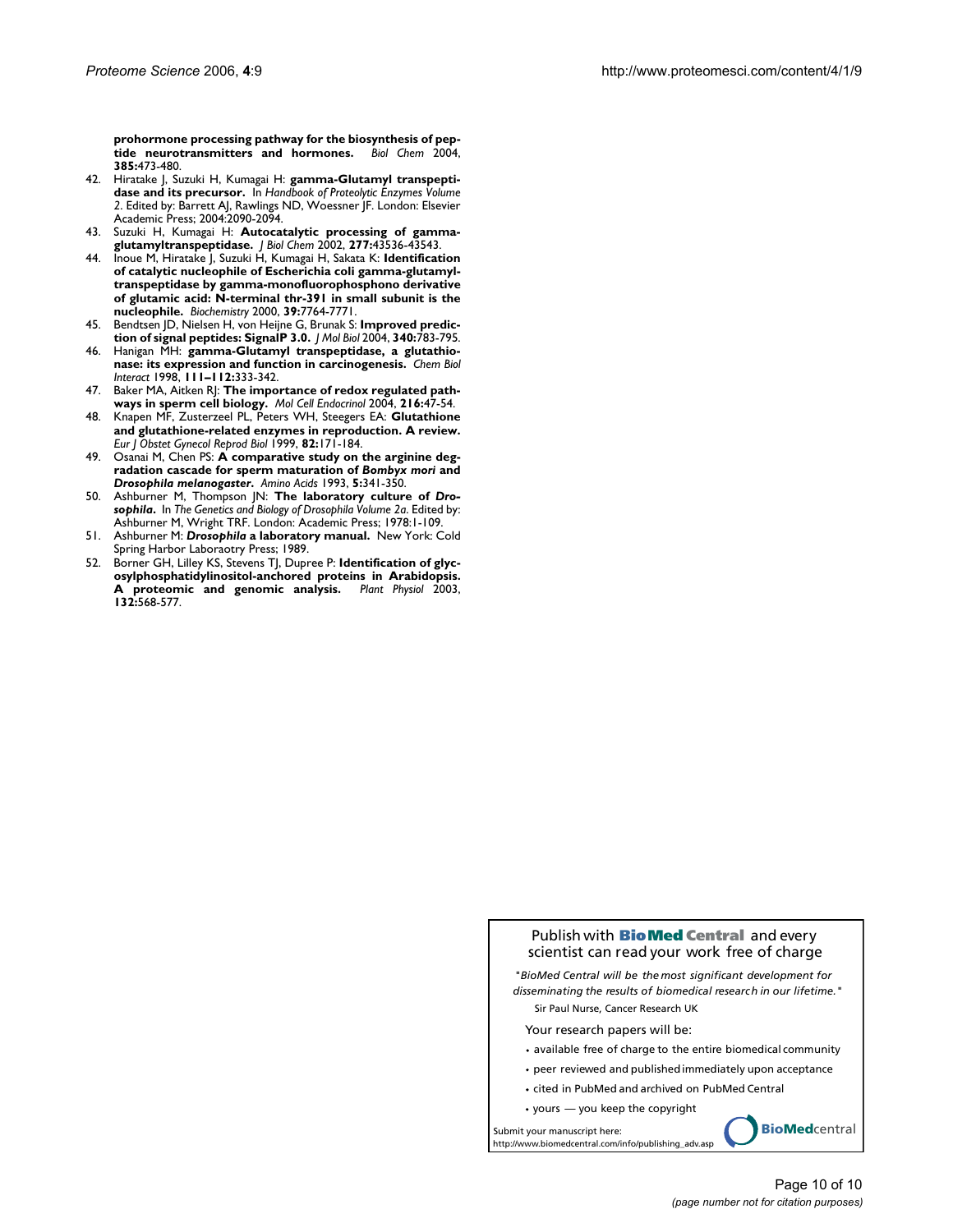**prohormone processing pathway for the biosynthesis of peptide neurotransmitters and hormones.** *Biol Chem* 2004, **385:**473-480.

42. Hiratake J, Suzuki H, Kumagai H: **gamma-Glutamyl transpeptidase and its precursor.** In *Handbook of Proteolytic Enzymes Volume 2*. Edited by: Barrett AJ, Rawlings ND, Woessner JF. London: Elsevier Academic Press; 2004:2090-2094.
43. Suzuki H, Kumagai H: **Autocatalytic processing of gamma-glutamyltranspeptidase.** *J Biol Chem* 2002, **277:**43536-43543.
44. Inoue M, Hiratake J, Suzuki H, Kumagai H, Sakata K: **Identification of catalytic nucleophile of Escherichia coli gamma-glutamyltranspeptidase by gamma-monofluorophosphono derivative of glutamic acid: N-terminal thr-391 in small subunit is the nucleophile.** *Biochemistry* 2000, **39:**7764-7771.
45. Bendtsen JD, Nielsen H, von Heijne G, Brunak S: **Improved prediction of signal peptides: SignalP 3.0.** *J Mol Biol* 2004, **340:**783-795.
46. Hanigan MH: **gamma-Glutamyl transpeptidase, a glutathionase: its expression and function in carcinogenesis.** *Chem Biol Interact* 1998, **111–112:**333-342.
47. Baker MA, Aitken RJ: **The importance of redox regulated pathways in sperm cell biology.** *Mol Cell Endocrinol* 2004, **216:**47-54.
48. Knapen MF, Zusterzeel PL, Peters WH, Steegers EA: **Glutathione and glutathione-related enzymes in reproduction. A review.** *Eur J Obstet Gynecol Reprod Biol* 1999, **82:**171-184.
49. Osanai M, Chen PS: **A comparative study on the arginine degradation cascade for sperm maturation of *Bombyx mori* and *Drosophila melanogaster*.** *Amino Acids* 1993, **5:**341-350.
50. Ashburner M, Thompson JN: **The laboratory culture of *Drosophila*.** In *The Genetics and Biology of Drosophila Volume 2a*. Edited by: Ashburner M, Wright TRF. London: Academic Press; 1978:1-109.
51. Ashburner M: ***Drosophila* a laboratory manual.** New York: Cold Spring Harbor Laboraotry Press; 1989.
52. Borner GH, Lilley KS, Stevens TJ, Dupree P: **Identification of glycosylphosphatidylinositol-anchored proteins in Arabidopsis. A proteomic and genomic analysis.** *Plant Physiol* 2003, **132:**568-577.

Publish with **BioMed Central** and every scientist can read your work free of charge

*"BioMed Central will be the most significant development for disseminating the results of biomedical research in our lifetime."*

Sir Paul Nurse, Cancer Research UK

Your research papers will be:

- available free of charge to the entire biomedical community
- peer reviewed and published immediately upon acceptance
- cited in PubMed and archived on PubMed Central
- yours — you keep the copyright

Submit your manuscript here:
http://www.biomedcentral.com/info/publishing_adv.asp

**BioMed**central